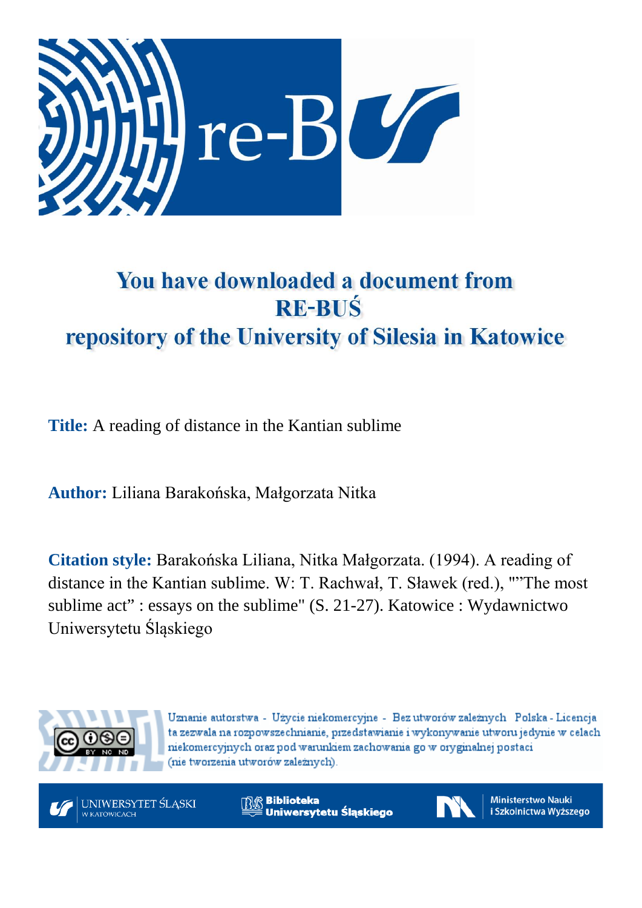# You have downloaded a document from RE-BUŚ repository of the University of Silesia in Katowice

**Title:** A reading of distance in the Kantian sublime

**Author:** Liliana Barakońska, Małgorzata Nitka

**Citation style:** Barakońska Liliana, Nitka Małgorzata. (1994). A reading of distance in the Kantian sublime. W: T. Rachwał, T. Sławek (red.), ""The most sublime act" : essays on the sublime" (S. 21-27). Katowice : Wydawnictwo Uniwersytetu Śląskiego

Uznanie autorstwa - Użycie niekomercyjne - Bez utworów zależnych Polska - Licencja ta zezwala na rozpowszechnianie, przedstawianie i wykonywanie utworu jedynie w celach niekomercyjnych oraz pod warunkiem zachowania go w oryginalnej postaci (nie tworzenia utworów zależnych).

UNIWERSYTET ŚLĄSKI W KATOWICACH | Biblioteka Uniwersytetu Śląskiego | Ministerstwo Nauki i Szkolnictwa Wyższego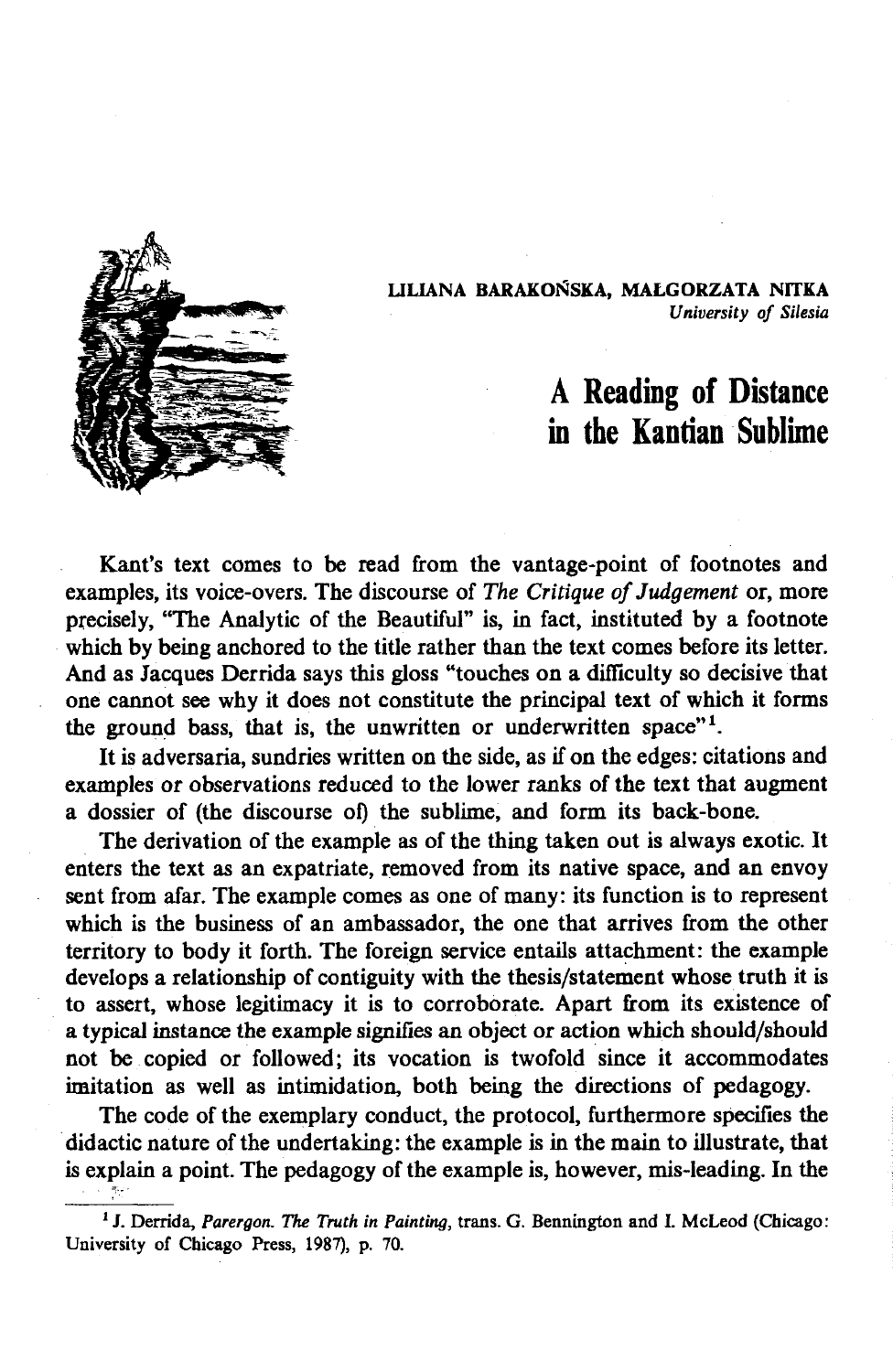LILIANA BARAKOŃSKA, MAŁGORZATA NITKA
*University of Silesia*

# A Reading of Distance in the Kantian Sublime

Kant's text comes to be read from the vantage-point of footnotes and examples, its voice-overs. The discourse of *The Critique of Judgement* or, more precisely, "The Analytic of the Beautiful" is, in fact, instituted by a footnote which by being anchored to the title rather than the text comes before its letter. And as Jacques Derrida says this gloss "touches on a difficulty so decisive that one cannot see why it does not constitute the principal text of which it forms the ground bass, that is, the unwritten or underwritten space"[1].

It is adversaria, sundries written on the side, as if on the edges: citations and examples or observations reduced to the lower ranks of the text that augment a dossier of (the discourse of) the sublime, and form its back-bone.

The derivation of the example as of the thing taken out is always exotic. It enters the text as an expatriate, removed from its native space, and an envoy sent from afar. The example comes as one of many: its function is to represent which is the business of an ambassador, the one that arrives from the other territory to body it forth. The foreign service entails attachment: the example develops a relationship of contiguity with the thesis/statement whose truth it is to assert, whose legitimacy it is to corroborate. Apart from its existence of a typical instance the example signifies an object or action which should/should not be copied or followed; its vocation is twofold since it accommodates imitation as well as intimidation, both being the directions of pedagogy.

The code of the exemplary conduct, the protocol, furthermore specifies the didactic nature of the undertaking: the example is in the main to illustrate, that is explain a point. The pedagogy of the example is, however, mis-leading. In the

[1] J. Derrida, *Parergon. The Truth in Painting*, trans. G. Bennington and I. McLeod (Chicago: University of Chicago Press, 1987), p. 70.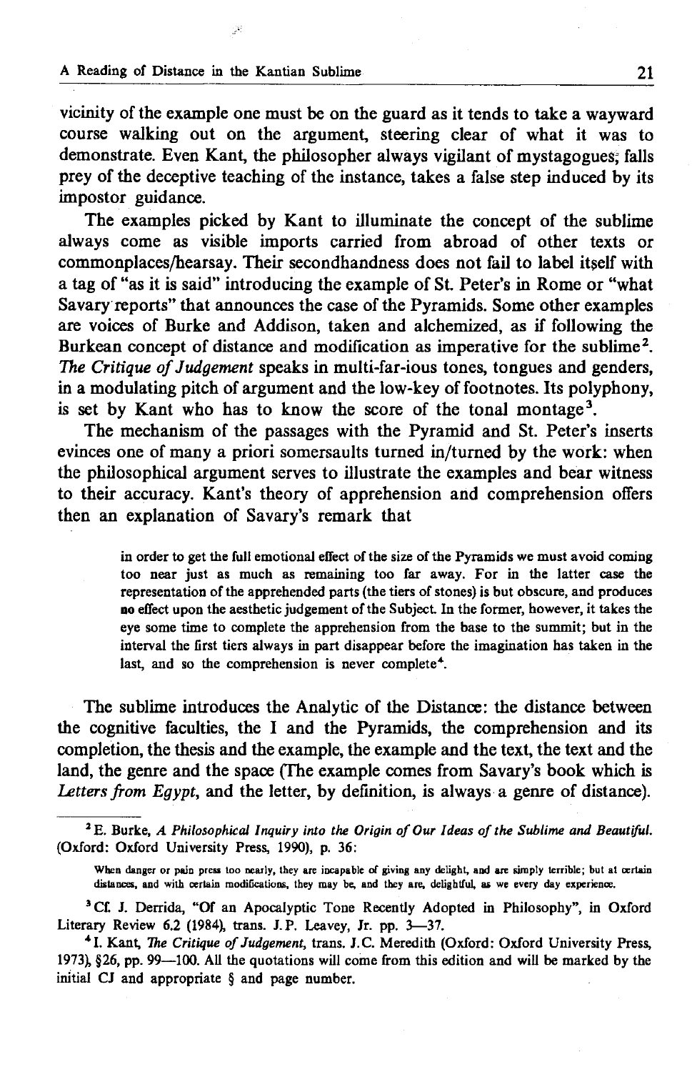vicinity of the example one must be on the guard as it tends to take a wayward course walking out on the argument, steering clear of what it was to demonstrate. Even Kant, the philosopher always vigilant of mystagogues, falls prey of the deceptive teaching of the instance, takes a false step induced by its impostor guidance.

The examples picked by Kant to illuminate the concept of the sublime always come as visible imports carried from abroad of other texts or commonplaces/hearsay. Their secondhandness does not fail to label itself with a tag of "as it is said" introducing the example of St. Peter's in Rome or "what Savary reports" that announces the case of the Pyramids. Some other examples are voices of Burke and Addison, taken and alchemized, as if following the Burkean concept of distance and modification as imperative for the sublime[2]. *The Critique of Judgement* speaks in multi-far-ious tones, tongues and genders, in a modulating pitch of argument and the low-key of footnotes. Its polyphony, is set by Kant who has to know the score of the tonal montage[3].

The mechanism of the passages with the Pyramid and St. Peter's inserts evinces one of many a priori somersaults turned in/turned by the work: when the philosophical argument serves to illustrate the examples and bear witness to their accuracy. Kant's theory of apprehension and comprehension offers then an explanation of Savary's remark that

> in order to get the full emotional effect of the size of the Pyramids we must avoid coming too near just as much as remaining too far away. For in the latter case the representation of the apprehended parts (the tiers of stones) is but obscure, and produces no effect upon the aesthetic judgement of the Subject. In the former, however, it takes the eye some time to complete the apprehension from the base to the summit; but in the interval the first tiers always in part disappear before the imagination has taken in the last, and so the comprehension is never complete[4].

The sublime introduces the Analytic of the Distance: the distance between the cognitive faculties, the I and the Pyramids, the comprehension and its completion, the thesis and the example, the example and the text, the text and the land, the genre and the space (The example comes from Savary's book which is *Letters from Egypt*, and the letter, by definition, is always a genre of distance).

---

[2] E. Burke, *A Philosophical Inquiry into the Origin of Our Ideas of the Sublime and Beautiful*. (Oxford: Oxford University Press, 1990), p. 36:

> When danger or pain press too nearly, they are incapable of giving any delight, and are simply terrible; but at certain distances, and with certain modifications, they may be, and they are, delightful, as we every day experience.

[3] Cf. J. Derrida, "Of an Apocalyptic Tone Recently Adopted in Philosophy", in Oxford Literary Review 6.2 (1984), trans. J. P. Leavey, Jr. pp. 3—37.

[4] I. Kant, *The Critique of Judgement*, trans. J.C. Meredith (Oxford: Oxford University Press, 1973), §26, pp. 99—100. All the quotations will come from this edition and will be marked by the initial CJ and appropriate § and page number.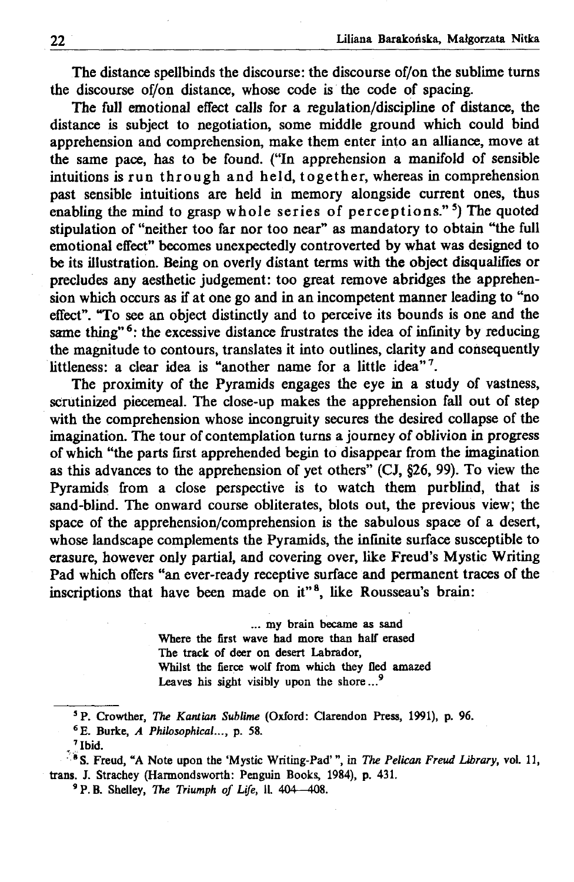The distance spellbinds the discourse: the discourse of/on the sublime turns the discourse of/on distance, whose code is the code of spacing.

The full emotional effect calls for a regulation/discipline of distance, the distance is subject to negotiation, some middle ground which could bind apprehension and comprehension, make them enter into an alliance, move at the same pace, has to be found. ("In apprehension a manifold of sensible intuitions is r u n  t h r o u g h  and  h e l d,  t o g e t h e r, whereas in comprehension past sensible intuitions are held in memory alongside current ones, thus enabling the mind to grasp w h o l e  s e r i e s  o f  p e r c e p t i o n s."[5]) The quoted stipulation of "neither too far nor too near" as mandatory to obtain "the full emotional effect" becomes unexpectedly controverted by what was designed to be its illustration. Being on overly distant terms with the object disqualifies or precludes any aesthetic judgement: too great remove abridges the apprehension which occurs as if at one go and in an incompetent manner leading to "no effect". "To see an object distinctly and to perceive its bounds is one and the same thing"[6]: the excessive distance frustrates the idea of infinity by reducing the magnitude to contours, translates it into outlines, clarity and consequently littleness: a clear idea is "another name for a little idea"[7].

The proximity of the Pyramids engages the eye in a study of vastness, scrutinized piecemeal. The close-up makes the apprehension fall out of step with the comprehension whose incongruity secures the desired collapse of the imagination. The tour of contemplation turns a journey of oblivion in progress of which "the parts first apprehended begin to disappear from the imagination as this advances to the apprehension of yet others" (CJ, §26, 99). To view the Pyramids from a close perspective is to watch them purblind, that is sand-blind. The onward course obliterates, blots out, the previous view; the space of the apprehension/comprehension is the sabulous space of a desert, whose landscape complements the Pyramids, the infinite surface susceptible to erasure, however only partial, and covering over, like Freud's Mystic Writing Pad which offers "an ever-ready receptive surface and permanent traces of the inscriptions that have been made on it"[8], like Rousseau's brain:

> ... my brain became as sand
> Where the first wave had more than half erased
> The track of deer on desert Labrador,
> Whilst the fierce wolf from which they fled amazed
> Leaves his sight visibly upon the shore ...[9]

---

[5] P. Crowther, *The Kantian Sublime* (Oxford: Clarendon Press, 1991), p. 96.

[6] E. Burke, *A Philosophical...*, p. 58.

[7] Ibid.

[8] S. Freud, "A Note upon the 'Mystic Writing-Pad' ", in *The Pelican Freud Library*, vol. 11, trans. J. Strachey (Harmondsworth: Penguin Books, 1984), p. 431.

[9] P. B. Shelley, *The Triumph of Life*, ll. 404—408.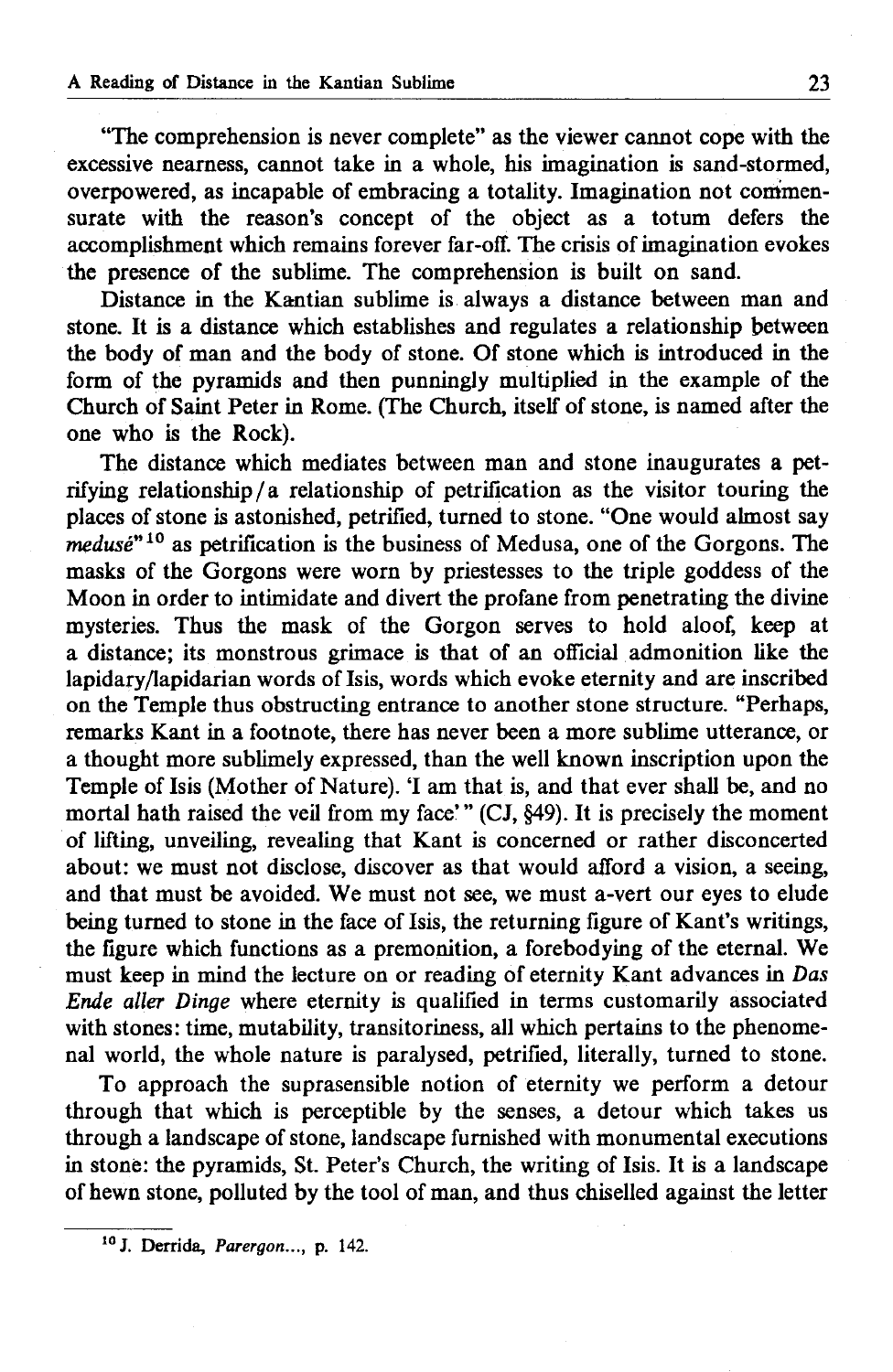"The comprehension is never complete" as the viewer cannot cope with the excessive nearness, cannot take in a whole, his imagination is sand-stormed, overpowered, as incapable of embracing a totality. Imagination not commensurate with the reason's concept of the object as a totum defers the accomplishment which remains forever far-off. The crisis of imagination evokes the presence of the sublime. The comprehension is built on sand.

Distance in the Kantian sublime is always a distance between man and stone. It is a distance which establishes and regulates a relationship between the body of man and the body of stone. Of stone which is introduced in the form of the pyramids and then punningly multiplied in the example of the Church of Saint Peter in Rome. (The Church, itself of stone, is named after the one who is the Rock).

The distance which mediates between man and stone inaugurates a petrifying relationship/a relationship of petrification as the visitor touring the places of stone is astonished, petrified, turned to stone. "One would almost say *medusé*"[10] as petrification is the business of Medusa, one of the Gorgons. The masks of the Gorgons were worn by priestesses to the triple goddess of the Moon in order to intimidate and divert the profane from penetrating the divine mysteries. Thus the mask of the Gorgon serves to hold aloof, keep at a distance; its monstrous grimace is that of an official admonition like the lapidary/lapidarian words of Isis, words which evoke eternity and are inscribed on the Temple thus obstructing entrance to another stone structure. "Perhaps, remarks Kant in a footnote, there has never been a more sublime utterance, or a thought more sublimely expressed, than the well known inscription upon the Temple of Isis (Mother of Nature). 'I am that is, and that ever shall be, and no mortal hath raised the veil from my face'" (CJ, §49). It is precisely the moment of lifting, unveiling, revealing that Kant is concerned or rather disconcerted about: we must not disclose, discover as that would afford a vision, a seeing, and that must be avoided. We must not see, we must a-vert our eyes to elude being turned to stone in the face of Isis, the returning figure of Kant's writings, the figure which functions as a premonition, a forebodying of the eternal. We must keep in mind the lecture on or reading of eternity Kant advances in *Das Ende aller Dinge* where eternity is qualified in terms customarily associated with stones: time, mutability, transitoriness, all which pertains to the phenomenal world, the whole nature is paralysed, petrified, literally, turned to stone.

To approach the suprasensible notion of eternity we perform a detour through that which is perceptible by the senses, a detour which takes us through a landscape of stone, landscape furnished with monumental executions in stone: the pyramids, St. Peter's Church, the writing of Isis. It is a landscape of hewn stone, polluted by the tool of man, and thus chiselled against the letter

---

[10] J. Derrida, *Parergon...*, p. 142.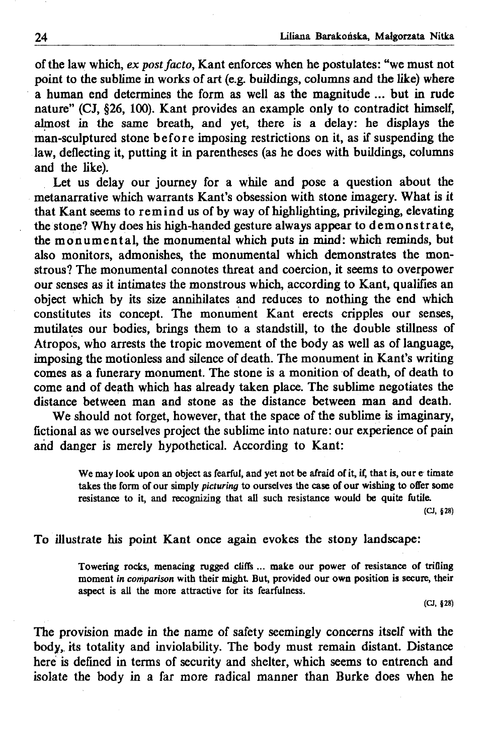of the law which, *ex post facto*, Kant enforces when he postulates: "we must not point to the sublime in works of art (e.g. buildings, columns and the like) where a human end determines the form as well as the magnitude ... but in rude nature" (CJ, §26, 100). Kant provides an example only to contradict himself, almost in the same breath, and yet, there is a delay: he displays the man-sculptured stone before imposing restrictions on it, as if suspending the law, deflecting it, putting it in parentheses (as he does with buildings, columns and the like).

Let us delay our journey for a while and pose a question about the metanarrative which warrants Kant's obsession with stone imagery. What is it that Kant seems to remind us of by way of highlighting, privileging, elevating the stone? Why does his high-handed gesture always appear to demonstrate, the monumental, the monumental which puts in mind: which reminds, but also monitors, admonishes, the monumental which demonstrates the monstrous? The monumental connotes threat and coercion, it seems to overpower our senses as it intimates the monstrous which, according to Kant, qualifies an object which by its size annihilates and reduces to nothing the end which constitutes its concept. The monument Kant erects cripples our senses, mutilates our bodies, brings them to a standstill, to the double stillness of Atropos, who arrests the tropic movement of the body as well as of language, imposing the motionless and silence of death. The monument in Kant's writing comes as a funerary monument. The stone is a monition of death, of death to come and of death which has already taken place. The sublime negotiates the distance between man and stone as the distance between man and death.

We should not forget, however, that the space of the sublime is imaginary, fictional as we ourselves project the sublime into nature: our experience of pain and danger is merely hypothetical. According to Kant:

> We may look upon an object as fearful, and yet not be afraid of it, if, that is, our e timate takes the form of our simply *picturing* to ourselves the case of our wishing to offer some resistance to it, and recognizing that all such resistance would be quite futile.
>
> (CJ, §28)

To illustrate his point Kant once again evokes the stony landscape:

> Towering rocks, menacing rugged cliffs ... make our power of resistance of trifling moment *in comparison* with their might. But, provided our own position is secure, their aspect is all the more attractive for its fearfulness.
>
> (CJ, §28)

The provision made in the name of safety seemingly concerns itself with the body, its totality and inviolability. The body must remain distant. Distance here is defined in terms of security and shelter, which seems to entrench and isolate the body in a far more radical manner than Burke does when he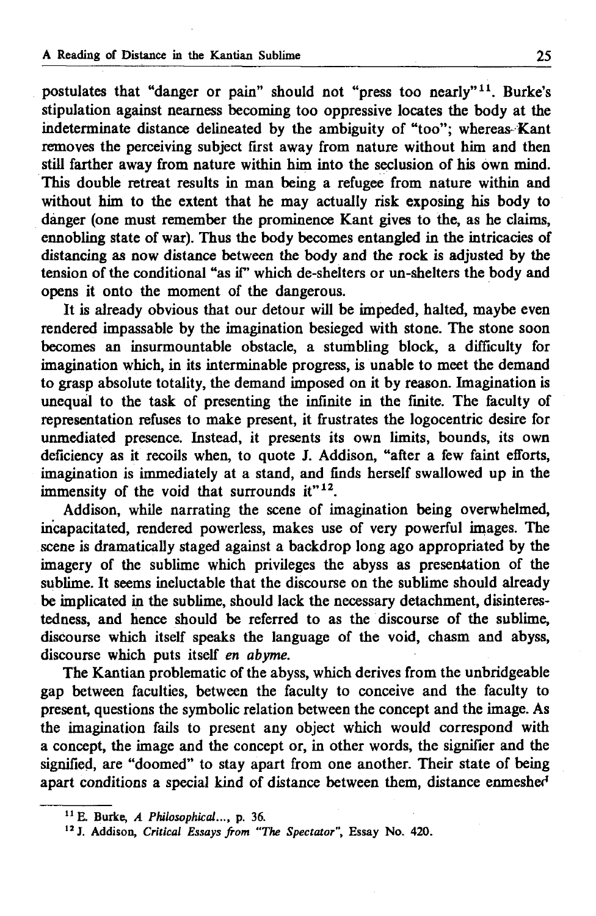postulates that "danger or pain" should not "press too nearly"[11]. Burke's stipulation against nearness becoming too oppressive locates the body at the indeterminate distance delineated by the ambiguity of "too"; whereas Kant removes the perceiving subject first away from nature without him and then still farther away from nature within him into the seclusion of his own mind. This double retreat results in man being a refugee from nature within and without him to the extent that he may actually risk exposing his body to danger (one must remember the prominence Kant gives to the, as he claims, ennobling state of war). Thus the body becomes entangled in the intricacies of distancing as now distance between the body and the rock is adjusted by the tension of the conditional "as if" which de-shelters or un-shelters the body and opens it onto the moment of the dangerous.

It is already obvious that our detour will be impeded, halted, maybe even rendered impassable by the imagination besieged with stone. The stone soon becomes an insurmountable obstacle, a stumbling block, a difficulty for imagination which, in its interminable progress, is unable to meet the demand to grasp absolute totality, the demand imposed on it by reason. Imagination is unequal to the task of presenting the infinite in the finite. The faculty of representation refuses to make present, it frustrates the logocentric desire for unmediated presence. Instead, it presents its own limits, bounds, its own deficiency as it recoils when, to quote J. Addison, "after a few faint efforts, imagination is immediately at a stand, and finds herself swallowed up in the immensity of the void that surrounds it"[12].

Addison, while narrating the scene of imagination being overwhelmed, incapacitated, rendered powerless, makes use of very powerful images. The scene is dramatically staged against a backdrop long ago appropriated by the imagery of the sublime which privileges the abyss as presentation of the sublime. It seems ineluctable that the discourse on the sublime should already be implicated in the sublime, should lack the necessary detachment, disinterestedness, and hence should be referred to as the discourse of the sublime, discourse which itself speaks the language of the void, chasm and abyss, discourse which puts itself *en abyme.*

The Kantian problematic of the abyss, which derives from the unbridgeable gap between faculties, between the faculty to conceive and the faculty to present, questions the symbolic relation between the concept and the image. As the imagination fails to present any object which would correspond with a concept, the image and the concept or, in other words, the signifier and the signified, are "doomed" to stay apart from one another. Their state of being apart conditions a special kind of distance between them, distance enmeshed

[11] E. Burke, *A Philosophical...*, p. 36.

[12] J. Addison, *Critical Essays from "The Spectator"*, Essay No. 420.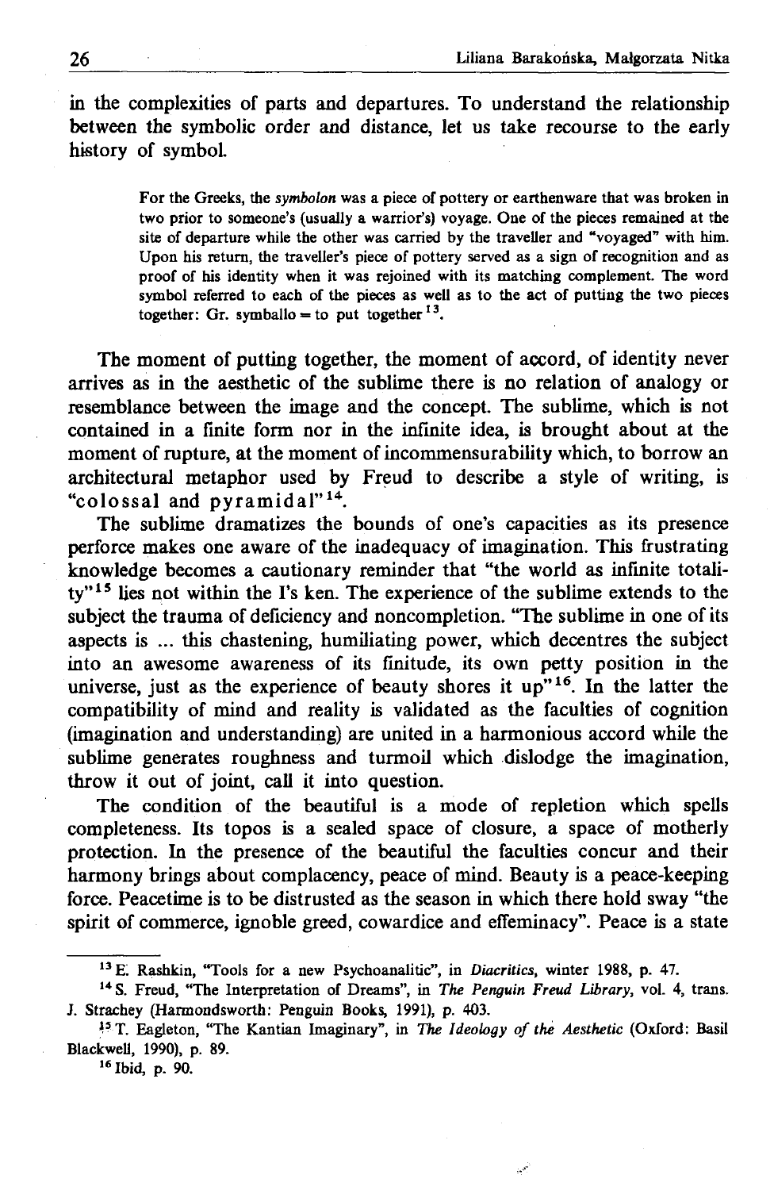in the complexities of parts and departures. To understand the relationship between the symbolic order and distance, let us take recourse to the early history of symbol.

> For the Greeks, the *symbolon* was a piece of pottery or earthenware that was broken in two prior to someone's (usually a warrior's) voyage. One of the pieces remained at the site of departure while the other was carried by the traveller and "voyaged" with him. Upon his return, the traveller's piece of pottery served as a sign of recognition and as proof of his identity when it was rejoined with its matching complement. The word symbol referred to each of the pieces as well as to the act of putting the two pieces together: Gr. symballo = to put together [13].

The moment of putting together, the moment of accord, of identity never arrives as in the aesthetic of the sublime there is no relation of analogy or resemblance between the image and the concept. The sublime, which is not contained in a finite form nor in the infinite idea, is brought about at the moment of rupture, at the moment of incommensurability which, to borrow an architectural metaphor used by Freud to describe a style of writing, is "colossal and pyramidal" [14].

The sublime dramatizes the bounds of one's capacities as its presence perforce makes one aware of the inadequacy of imagination. This frustrating knowledge becomes a cautionary reminder that "the world as infinite totality" [15] lies not within the I's ken. The experience of the sublime extends to the subject the trauma of deficiency and noncompletion. "The sublime in one of its aspects is ... this chastening, humiliating power, which decentres the subject into an awesome awareness of its finitude, its own petty position in the universe, just as the experience of beauty shores it up" [16]. In the latter the compatibility of mind and reality is validated as the faculties of cognition (imagination and understanding) are united in a harmonious accord while the sublime generates roughness and turmoil which dislodge the imagination, throw it out of joint, call it into question.

The condition of the beautiful is a mode of repletion which spells completeness. Its topos is a sealed space of closure, a space of motherly protection. In the presence of the beautiful the faculties concur and their harmony brings about complacency, peace of mind. Beauty is a peace-keeping force. Peacetime is to be distrusted as the season in which there hold sway "the spirit of commerce, ignoble greed, cowardice and effeminacy". Peace is a state

---

[13] E. Rashkin, "Tools for a new Psychoanalitic", in *Diacritics*, winter 1988, p. 47.

[14] S. Freud, "The Interpretation of Dreams", in *The Penguin Freud Library*, vol. 4, trans. J. Strachey (Harmondsworth: Penguin Books, 1991), p. 403.

[15] T. Eagleton, "The Kantian Imaginary", in *The Ideology of the Aesthetic* (Oxford: Basil Blackwell, 1990), p. 89.

[16] Ibid, p. 90.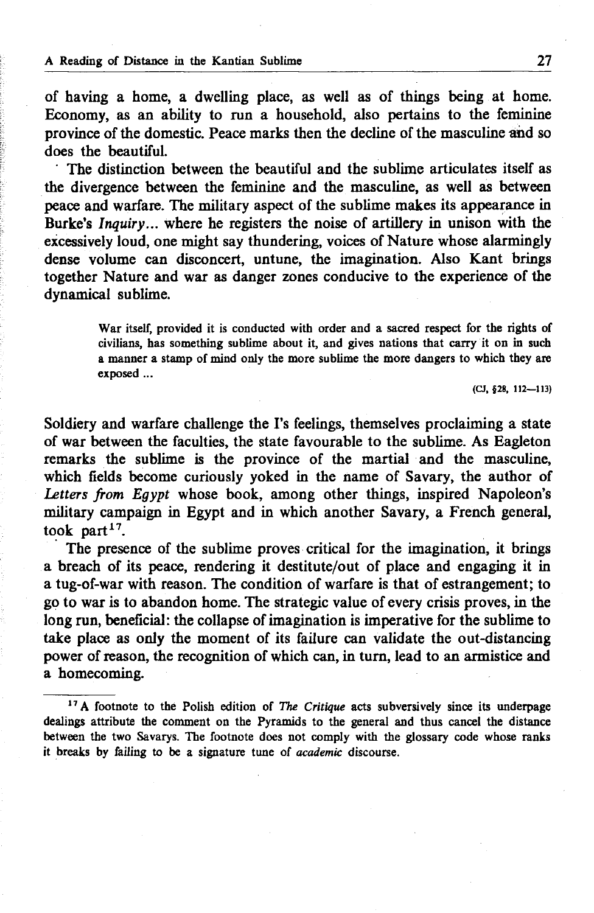of having a home, a dwelling place, as well as of things being at home. Economy, as an ability to run a household, also pertains to the feminine province of the domestic. Peace marks then the decline of the masculine and so does the beautiful.

The distinction between the beautiful and the sublime articulates itself as the divergence between the feminine and the masculine, as well as between peace and warfare. The military aspect of the sublime makes its appearance in Burke's *Inquiry*... where he registers the noise of artillery in unison with the excessively loud, one might say thundering, voices of Nature whose alarmingly dense volume can disconcert, untune, the imagination. Also Kant brings together Nature and war as danger zones conducive to the experience of the dynamical sublime.

> War itself, provided it is conducted with order and a sacred respect for the rights of civilians, has something sublime about it, and gives nations that carry it on in such a manner a stamp of mind only the more sublime the more dangers to which they are exposed ...
>
> (CJ, §28, 112—113)

Soldiery and warfare challenge the I's feelings, themselves proclaiming a state of war between the faculties, the state favourable to the sublime. As Eagleton remarks the sublime is the province of the martial and the masculine, which fields become curiously yoked in the name of Savary, the author of *Letters from Egypt* whose book, among other things, inspired Napoleon's military campaign in Egypt and in which another Savary, a French general, took part[17].

The presence of the sublime proves critical for the imagination, it brings a breach of its peace, rendering it destitute/out of place and engaging it in a tug-of-war with reason. The condition of warfare is that of estrangement; to go to war is to abandon home. The strategic value of every crisis proves, in the long run, beneficial: the collapse of imagination is imperative for the sublime to take place as only the moment of its failure can validate the out-distancing power of reason, the recognition of which can, in turn, lead to an armistice and a homecoming.

---

[17] A footnote to the Polish edition of *The Critique* acts subversively since its underpage dealings attribute the comment on the Pyramids to the general and thus cancel the distance between the two Savarys. The footnote does not comply with the glossary code whose ranks it breaks by failing to be a signature tune of *academic* discourse.